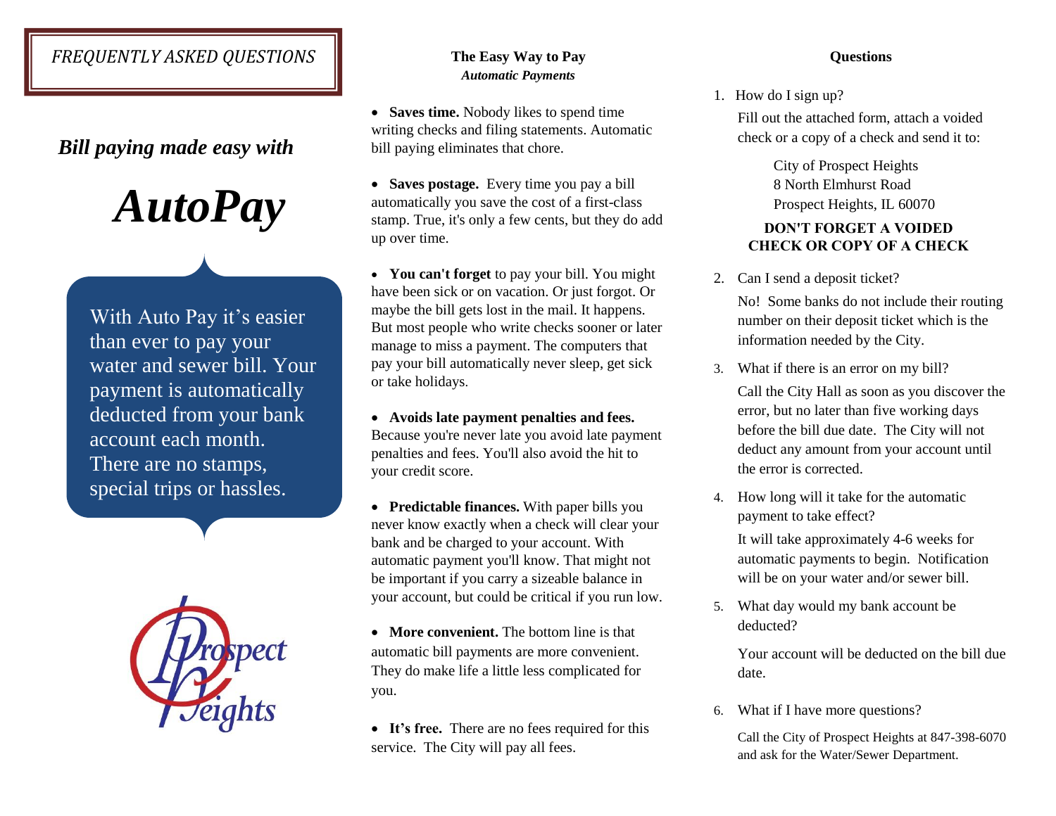*FREQUENTLY ASKED QUESTIONS*

***Bill paying made easy with***

# *AutoPay*

With Auto Pay it's easier than ever to pay your water and sewer bill. Your payment is automatically deducted from your bank account each month. There are no stamps, special trips or hassles.

Prospect Heights

## The Easy Way to Pay

***Automatic Payments***

- **Saves time.** Nobody likes to spend time writing checks and filing statements. Automatic bill paying eliminates that chore.
- **Saves postage.** Every time you pay a bill automatically you save the cost of a first-class stamp. True, it's only a few cents, but they do add up over time.
- **You can't forget** to pay your bill. You might have been sick or on vacation. Or just forgot. Or maybe the bill gets lost in the mail. It happens. But most people who write checks sooner or later manage to miss a payment. The computers that pay your bill automatically never sleep, get sick or take holidays.
- **Avoids late payment penalties and fees.** Because you're never late you avoid late payment penalties and fees. You'll also avoid the hit to your credit score.
- **Predictable finances.** With paper bills you never know exactly when a check will clear your bank and be charged to your account. With automatic payment you'll know. That might not be important if you carry a sizeable balance in your account, but could be critical if you run low.
- **More convenient.** The bottom line is that automatic bill payments are more convenient. They do make life a little less complicated for you.
- **It's free.** There are no fees required for this service. The City will pay all fees.

## Questions

1. How do I sign up?

   Fill out the attached form, attach a voided check or a copy of a check and send it to:

   City of Prospect Heights
   8 North Elmhurst Road
   Prospect Heights, IL 60070

   **DON'T FORGET A VOIDED CHECK OR COPY OF A CHECK**

2. Can I send a deposit ticket?

   No! Some banks do not include their routing number on their deposit ticket which is the information needed by the City.

3. What if there is an error on my bill?

   Call the City Hall as soon as you discover the error, but no later than five working days before the bill due date. The City will not deduct any amount from your account until the error is corrected.

4. How long will it take for the automatic payment to take effect?

   It will take approximately 4-6 weeks for automatic payments to begin. Notification will be on your water and/or sewer bill.

5. What day would my bank account be deducted?

   Your account will be deducted on the bill due date.

6. What if I have more questions?

   Call the City of Prospect Heights at 847-398-6070 and ask for the Water/Sewer Department.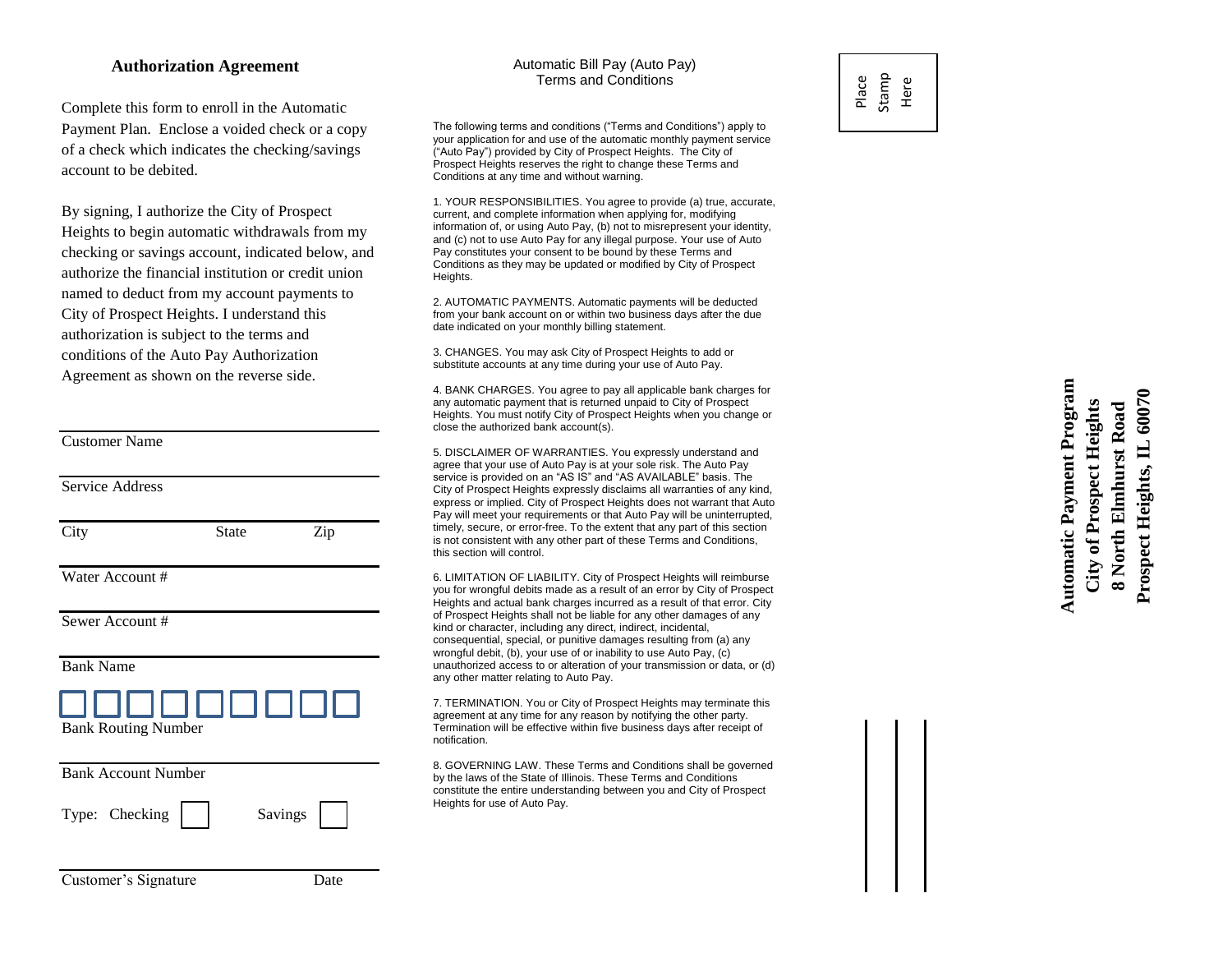## Authorization Agreement

Complete this form to enroll in the Automatic Payment Plan. Enclose a voided check or a copy of a check which indicates the checking/savings account to be debited.

By signing, I authorize the City of Prospect Heights to begin automatic withdrawals from my checking or savings account, indicated below, and authorize the financial institution or credit union named to deduct from my account payments to City of Prospect Heights. I understand this authorization is subject to the terms and conditions of the Auto Pay Authorization Agreement as shown on the reverse side.

Customer Name

Service Address

City State Zip

Water Account #

Sewer Account #

Bank Name

☐☐☐☐☐☐☐☐☐

Bank Routing Number

Bank Account Number

Type: Checking ☐ Savings ☐

Customer's Signature Date

## Automatic Bill Pay (Auto Pay) Terms and Conditions

The following terms and conditions ("Terms and Conditions") apply to your application for and use of the automatic monthly payment service ("Auto Pay") provided by City of Prospect Heights. The City of Prospect Heights reserves the right to change these Terms and Conditions at any time and without warning.

1. YOUR RESPONSIBILITIES. You agree to provide (a) true, accurate, current, and complete information when applying for, modifying information of, or using Auto Pay, (b) not to misrepresent your identity, and (c) not to use Auto Pay for any illegal purpose. Your use of Auto Pay constitutes your consent to be bound by these Terms and Conditions as they may be updated or modified by City of Prospect Heights.

2. AUTOMATIC PAYMENTS. Automatic payments will be deducted from your bank account on or within two business days after the due date indicated on your monthly billing statement.

3. CHANGES. You may ask City of Prospect Heights to add or substitute accounts at any time during your use of Auto Pay.

4. BANK CHARGES. You agree to pay all applicable bank charges for any automatic payment that is returned unpaid to City of Prospect Heights. You must notify City of Prospect Heights when you change or close the authorized bank account(s).

5. DISCLAIMER OF WARRANTIES. You expressly understand and agree that your use of Auto Pay is at your sole risk. The Auto Pay service is provided on an "AS IS" and "AS AVAILABLE" basis. The City of Prospect Heights expressly disclaims all warranties of any kind, express or implied. City of Prospect Heights does not warrant that Auto Pay will meet your requirements or that Auto Pay will be uninterrupted, timely, secure, or error-free. To the extent that any part of this section is not consistent with any other part of these Terms and Conditions, this section will control.

6. LIMITATION OF LIABILITY. City of Prospect Heights will reimburse you for wrongful debits made as a result of an error by City of Prospect Heights and actual bank charges incurred as a result of that error. City of Prospect Heights shall not be liable for any other damages of any kind or character, including any direct, indirect, incidental, consequential, special, or punitive damages resulting from (a) any wrongful debit, (b), your use of or inability to use Auto Pay, (c) unauthorized access to or alteration of your transmission or data, or (d) any other matter relating to Auto Pay.

7. TERMINATION. You or City of Prospect Heights may terminate this agreement at any time for any reason by notifying the other party. Termination will be effective within five business days after receipt of notification.

8. GOVERNING LAW. These Terms and Conditions shall be governed by the laws of the State of Illinois. These Terms and Conditions constitute the entire understanding between you and City of Prospect Heights for use of Auto Pay.

Place Stamp Here

**Automatic Payment Program**
**City of Prospect Heights**
**8 North Elmhurst Road**
**Prospect Heights, IL 60070**